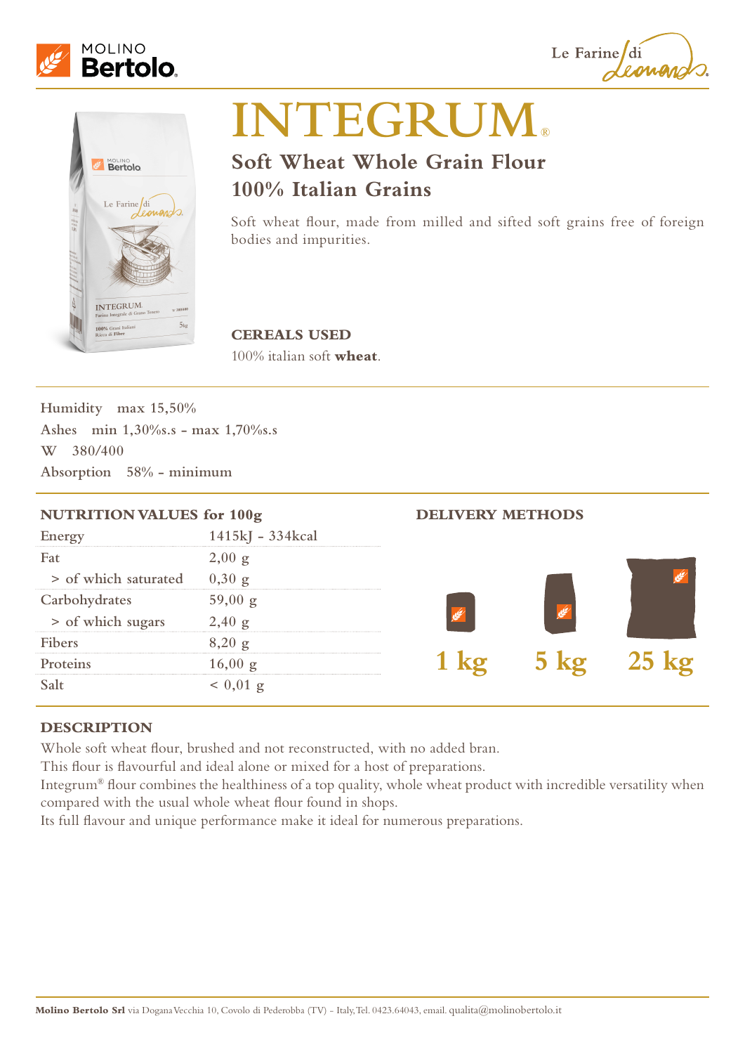MOLINO **Bertolo**

Le Farine di Leonardo

# INTEGRUM®

## Soft Wheat Whole Grain Flour
## 100% Italian Grains

Soft wheat flour, made from milled and sifted soft grains free of foreign bodies and impurities.

### CEREALS USED

100% italian soft **wheat**.

Humidity max 15,50%
Ashes min 1,30%s.s - max 1,70%s.s
W 380/400
Absorption 58% - minimum

### NUTRITION VALUES for 100g

| | |
|---|---|
| Energy | 1415kJ - 334kcal |
| Fat | 2,00 g |
| > of which saturated | 0,30 g |
| Carbohydrates | 59,00 g |
| > of which sugars | 2,40 g |
| Fibers | 8,20 g |
| Proteins | 16,00 g |
| Salt | < 0,01 g |

### DELIVERY METHODS

1 kg
5 kg
25 kg

### DESCRIPTION

Whole soft wheat flour, brushed and not reconstructed, with no added bran.
This flour is flavourful and ideal alone or mixed for a host of preparations.
Integrum® flour combines the healthiness of a top quality, whole wheat product with incredible versatility when compared with the usual whole wheat flour found in shops.
Its full flavour and unique performance make it ideal for numerous preparations.

**Molino Bertolo Srl** via Dogana Vecchia 10, Covolo di Pederobba (TV) - Italy, Tel. 0423.64043, email. qualita@molinobertolo.it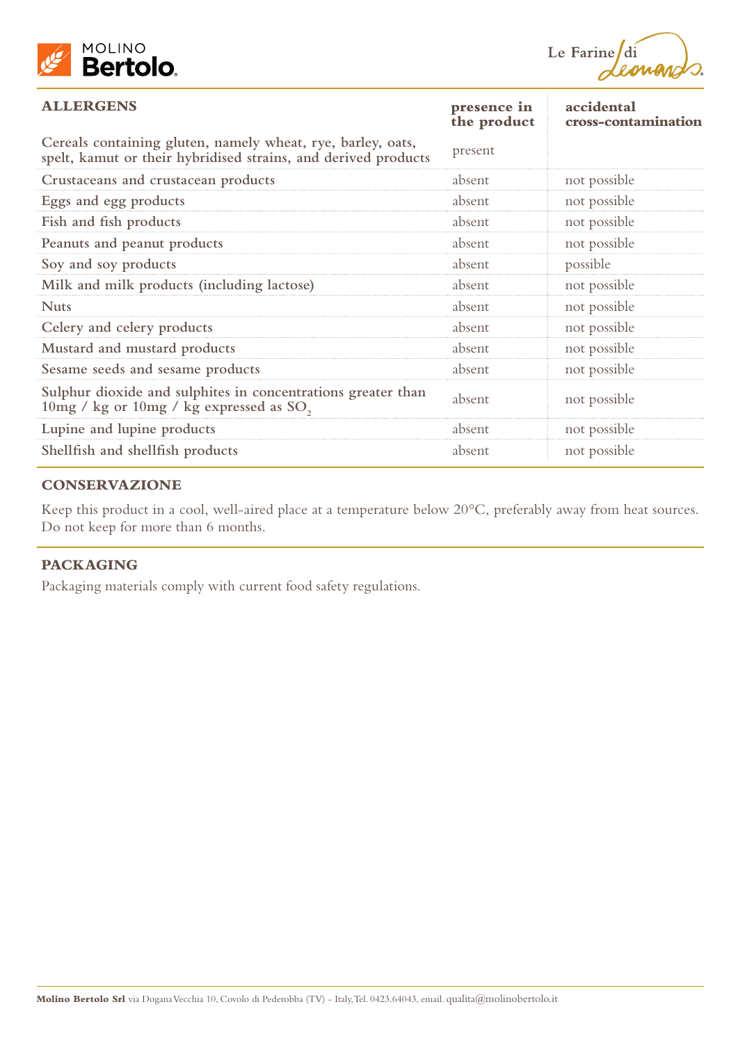| ALLERGENS | presence in the product | accidental cross-contamination |
|---|---|---|
| Cereals containing gluten, namely wheat, rye, barley, oats, spelt, kamut or their hybridised strains, and derived products | present | |
| Crustaceans and crustacean products | absent | not possible |
| Eggs and egg products | absent | not possible |
| Fish and fish products | absent | not possible |
| Peanuts and peanut products | absent | not possible |
| Soy and soy products | absent | possible |
| Milk and milk products (including lactose) | absent | not possible |
| Nuts | absent | not possible |
| Celery and celery products | absent | not possible |
| Mustard and mustard products | absent | not possible |
| Sesame seeds and sesame products | absent | not possible |
| Sulphur dioxide and sulphites in concentrations greater than 10mg / kg or 10mg / kg expressed as $SO_2$ | absent | not possible |
| Lupine and lupine products | absent | not possible |
| Shellfish and shellfish products | absent | not possible |

## CONSERVAZIONE

Keep this product in a cool, well-aired place at a temperature below 20°C, preferably away from heat sources. Do not keep for more than 6 months.

## PACKAGING

Packaging materials comply with current food safety regulations.

**Molino Bertolo Srl** via Dogana Vecchia 10, Covolo di Pederobba (TV) - Italy, Tel. 0423.64043, email. qualita@molinobertolo.it